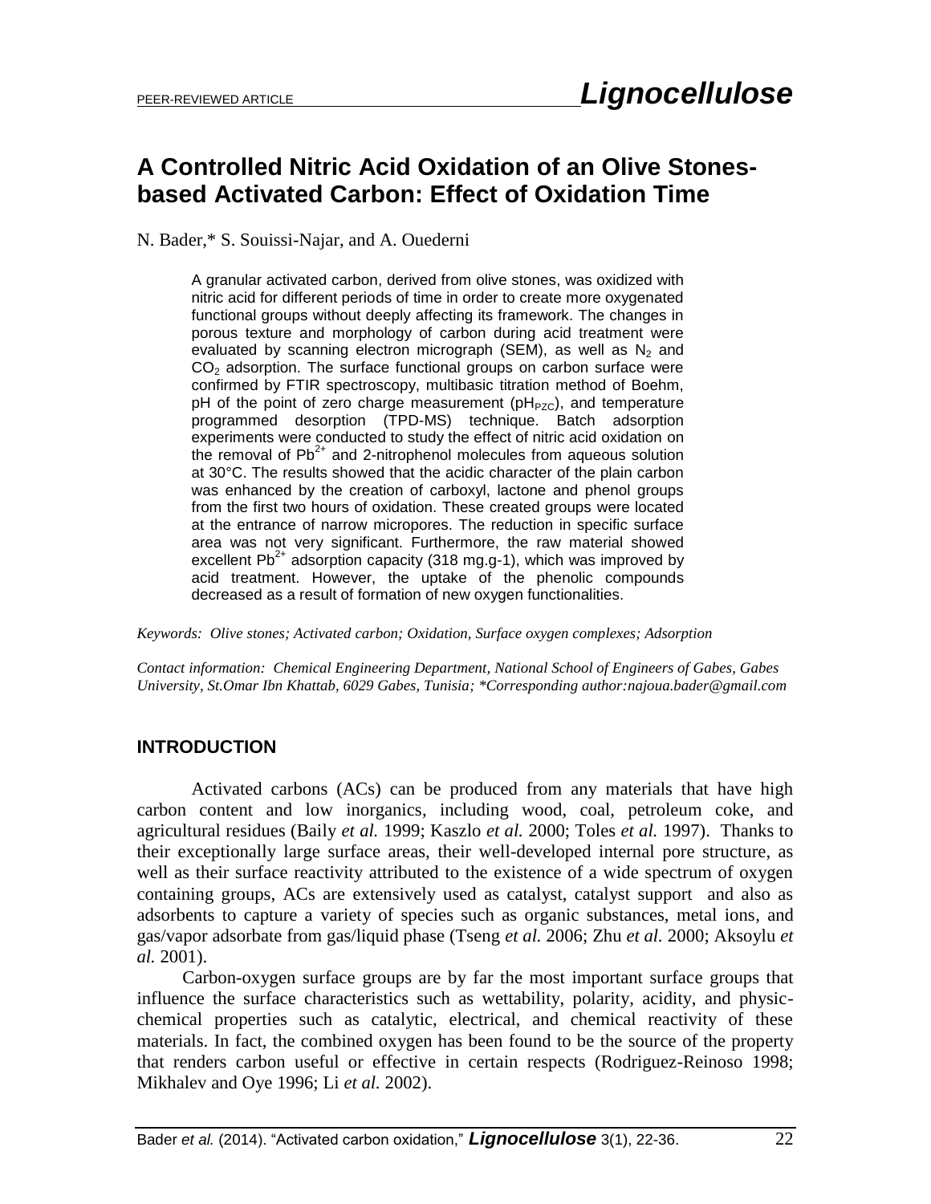PEER-REVIEWED ARTICLE

# A Controlled Nitric Acid Oxidation of an Olive Stones-based Activated Carbon: Effect of Oxidation Time

N. Bader,* S. Souissi-Najar, and A. Ouederni

A granular activated carbon, derived from olive stones, was oxidized with nitric acid for different periods of time in order to create more oxygenated functional groups without deeply affecting its framework. The changes in porous texture and morphology of carbon during acid treatment were evaluated by scanning electron micrograph (SEM), as well as $N_2$ and $CO_2$ adsorption. The surface functional groups on carbon surface were confirmed by FTIR spectroscopy, multibasic titration method of Boehm, pH of the point of zero charge measurement ($pH_{PZC}$), and temperature programmed desorption (TPD-MS) technique. Batch adsorption experiments were conducted to study the effect of nitric acid oxidation on the removal of $Pb^{2+}$ and 2-nitrophenol molecules from aqueous solution at 30°C. The results showed that the acidic character of the plain carbon was enhanced by the creation of carboxyl, lactone and phenol groups from the first two hours of oxidation. These created groups were located at the entrance of narrow micropores. The reduction in specific surface area was not very significant. Furthermore, the raw material showed excellent $Pb^{2+}$ adsorption capacity (318 mg.g-1), which was improved by acid treatment. However, the uptake of the phenolic compounds decreased as a result of formation of new oxygen functionalities.

*Keywords: Olive stones; Activated carbon; Oxidation, Surface oxygen complexes; Adsorption*

*Contact information: Chemical Engineering Department, National School of Engineers of Gabes, Gabes University, St.Omar Ibn Khattab, 6029 Gabes, Tunisia; \*Corresponding author:najoua.bader@gmail.com*

## INTRODUCTION

Activated carbons (ACs) can be produced from any materials that have high carbon content and low inorganics, including wood, coal, petroleum coke, and agricultural residues (Baily *et al.* 1999; Kaszlo *et al.* 2000; Toles *et al.* 1997). Thanks to their exceptionally large surface areas, their well-developed internal pore structure, as well as their surface reactivity attributed to the existence of a wide spectrum of oxygen containing groups, ACs are extensively used as catalyst, catalyst support and also as adsorbents to capture a variety of species such as organic substances, metal ions, and gas/vapor adsorbate from gas/liquid phase (Tseng *et al.* 2006; Zhu *et al.* 2000; Aksoylu *et al.* 2001).

Carbon-oxygen surface groups are by far the most important surface groups that influence the surface characteristics such as wettability, polarity, acidity, and physic-chemical properties such as catalytic, electrical, and chemical reactivity of these materials. In fact, the combined oxygen has been found to be the source of the property that renders carbon useful or effective in certain respects (Rodriguez-Reinoso 1998; Mikhalev and Oye 1996; Li *et al.* 2002).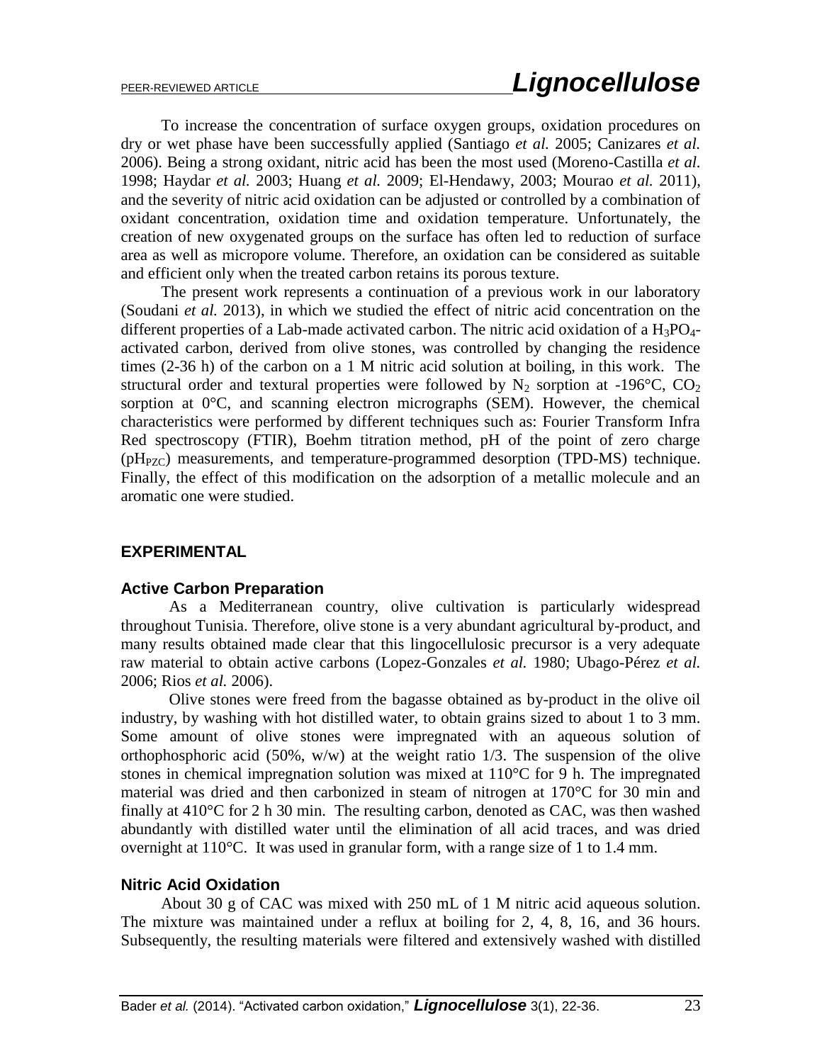To increase the concentration of surface oxygen groups, oxidation procedures on dry or wet phase have been successfully applied (Santiago *et al.* 2005; Canizares *et al.* 2006). Being a strong oxidant, nitric acid has been the most used (Moreno-Castilla *et al.* 1998; Haydar *et al.* 2003; Huang *et al.* 2009; El-Hendawy, 2003; Mourao *et al.* 2011), and the severity of nitric acid oxidation can be adjusted or controlled by a combination of oxidant concentration, oxidation time and oxidation temperature. Unfortunately, the creation of new oxygenated groups on the surface has often led to reduction of surface area as well as micropore volume. Therefore, an oxidation can be considered as suitable and efficient only when the treated carbon retains its porous texture.

The present work represents a continuation of a previous work in our laboratory (Soudani *et al.* 2013), in which we studied the effect of nitric acid concentration on the different properties of a Lab-made activated carbon. The nitric acid oxidation of a $H_3PO_4$-activated carbon, derived from olive stones, was controlled by changing the residence times (2-36 h) of the carbon on a 1 M nitric acid solution at boiling, in this work. The structural order and textural properties were followed by $N_2$ sorption at -196°C, $CO_2$ sorption at 0°C, and scanning electron micrographs (SEM). However, the chemical characteristics were performed by different techniques such as: Fourier Transform Infra Red spectroscopy (FTIR), Boehm titration method, pH of the point of zero charge ($pH_{PZC}$) measurements, and temperature-programmed desorption (TPD-MS) technique. Finally, the effect of this modification on the adsorption of a metallic molecule and an aromatic one were studied.

## EXPERIMENTAL

### Active Carbon Preparation

As a Mediterranean country, olive cultivation is particularly widespread throughout Tunisia. Therefore, olive stone is a very abundant agricultural by-product, and many results obtained made clear that this lingocellulosic precursor is a very adequate raw material to obtain active carbons (Lopez-Gonzales *et al.* 1980; Ubago-Pérez *et al.* 2006; Rios *et al.* 2006).

Olive stones were freed from the bagasse obtained as by-product in the olive oil industry, by washing with hot distilled water, to obtain grains sized to about 1 to 3 mm. Some amount of olive stones were impregnated with an aqueous solution of orthophosphoric acid (50%, w/w) at the weight ratio 1/3. The suspension of the olive stones in chemical impregnation solution was mixed at 110°C for 9 h. The impregnated material was dried and then carbonized in steam of nitrogen at 170°C for 30 min and finally at 410°C for 2 h 30 min. The resulting carbon, denoted as CAC, was then washed abundantly with distilled water until the elimination of all acid traces, and was dried overnight at 110°C. It was used in granular form, with a range size of 1 to 1.4 mm.

### Nitric Acid Oxidation

About 30 g of CAC was mixed with 250 mL of 1 M nitric acid aqueous solution. The mixture was maintained under a reflux at boiling for 2, 4, 8, 16, and 36 hours. Subsequently, the resulting materials were filtered and extensively washed with distilled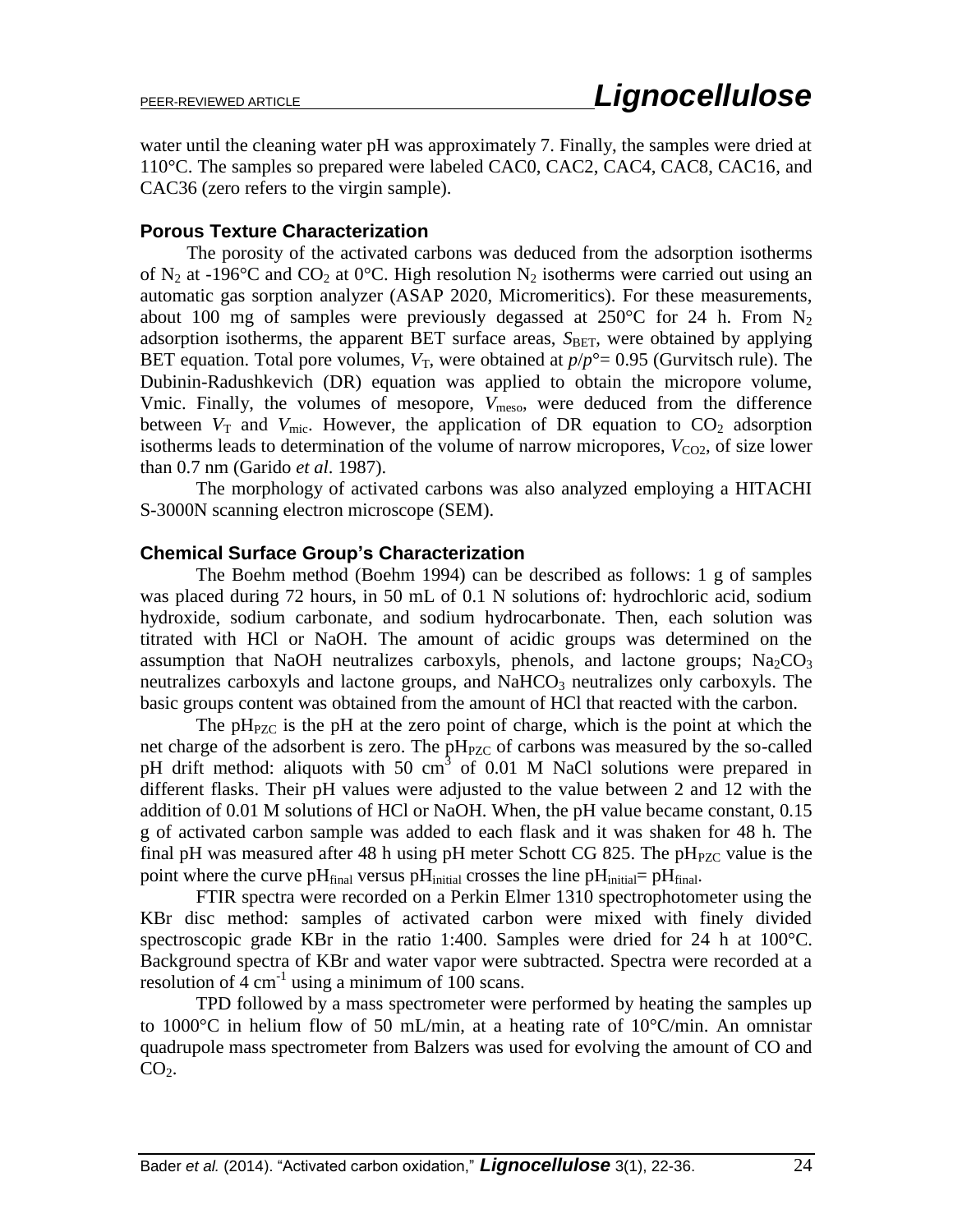water until the cleaning water pH was approximately 7. Finally, the samples were dried at 110°C. The samples so prepared were labeled CAC0, CAC2, CAC4, CAC8, CAC16, and CAC36 (zero refers to the virgin sample).

### Porous Texture Characterization

The porosity of the activated carbons was deduced from the adsorption isotherms of $N_2$ at -196°C and $CO_2$ at 0°C. High resolution $N_2$ isotherms were carried out using an automatic gas sorption analyzer (ASAP 2020, Micromeritics). For these measurements, about 100 mg of samples were previously degassed at 250°C for 24 h. From $N_2$ adsorption isotherms, the apparent BET surface areas, $S_{BET}$, were obtained by applying BET equation. Total pore volumes, $V_T$, were obtained at $p/p°= 0.95$ (Gurvitsch rule). The Dubinin-Radushkevich (DR) equation was applied to obtain the micropore volume, Vmic. Finally, the volumes of mesopore, $V_{meso}$, were deduced from the difference between $V_T$ and $V_{mic}$. However, the application of DR equation to $CO_2$ adsorption isotherms leads to determination of the volume of narrow micropores, $V_{CO2}$, of size lower than 0.7 nm (Garido *et al*. 1987).

The morphology of activated carbons was also analyzed employing a HITACHI S-3000N scanning electron microscope (SEM).

### Chemical Surface Group's Characterization

The Boehm method (Boehm 1994) can be described as follows: 1 g of samples was placed during 72 hours, in 50 mL of 0.1 N solutions of: hydrochloric acid, sodium hydroxide, sodium carbonate, and sodium hydrocarbonate. Then, each solution was titrated with HCl or NaOH. The amount of acidic groups was determined on the assumption that NaOH neutralizes carboxyls, phenols, and lactone groups; $Na_2CO_3$ neutralizes carboxyls and lactone groups, and $NaHCO_3$ neutralizes only carboxyls. The basic groups content was obtained from the amount of HCl that reacted with the carbon.

The $pH_{PZC}$ is the pH at the zero point of charge, which is the point at which the net charge of the adsorbent is zero. The $pH_{PZC}$ of carbons was measured by the so-called pH drift method: aliquots with 50 $cm^3$ of 0.01 M NaCl solutions were prepared in different flasks. Their pH values were adjusted to the value between 2 and 12 with the addition of 0.01 M solutions of HCl or NaOH. When, the pH value became constant, 0.15 g of activated carbon sample was added to each flask and it was shaken for 48 h. The final pH was measured after 48 h using pH meter Schott CG 825. The $pH_{PZC}$ value is the point where the curve $pH_{final}$ versus $pH_{initial}$ crosses the line $pH_{initial}= pH_{final}$.

FTIR spectra were recorded on a Perkin Elmer 1310 spectrophotometer using the KBr disc method: samples of activated carbon were mixed with finely divided spectroscopic grade KBr in the ratio 1:400. Samples were dried for 24 h at 100°C. Background spectra of KBr and water vapor were subtracted. Spectra were recorded at a resolution of 4 $cm^{-1}$ using a minimum of 100 scans.

TPD followed by a mass spectrometer were performed by heating the samples up to 1000°C in helium flow of 50 mL/min, at a heating rate of 10°C/min. An omnistar quadrupole mass spectrometer from Balzers was used for evolving the amount of CO and $CO_2$.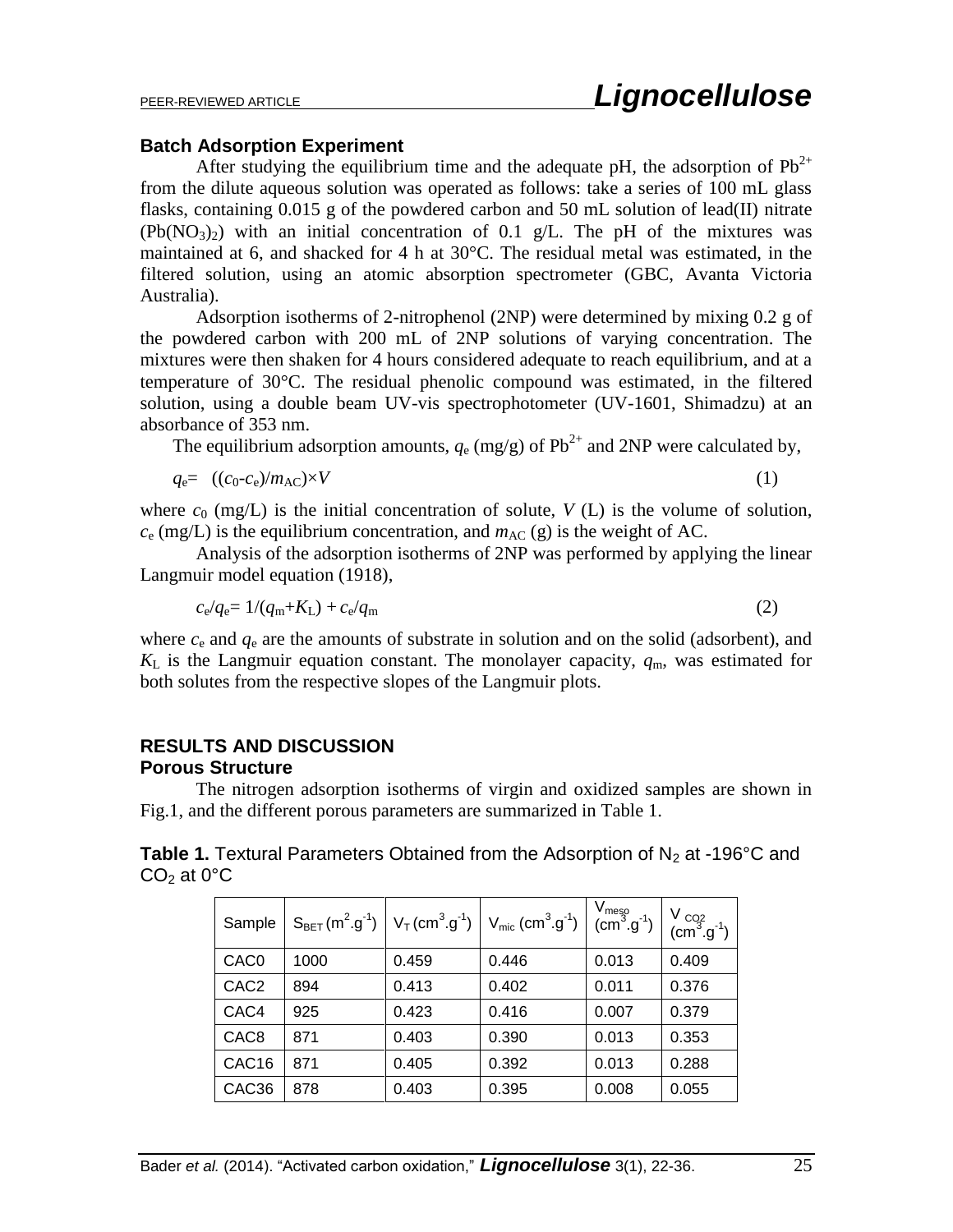### Batch Adsorption Experiment

After studying the equilibrium time and the adequate pH, the adsorption of $Pb^{2+}$ from the dilute aqueous solution was operated as follows: take a series of 100 mL glass flasks, containing 0.015 g of the powdered carbon and 50 mL solution of lead(II) nitrate ($Pb(NO_3)_2$) with an initial concentration of 0.1 g/L. The pH of the mixtures was maintained at 6, and shacked for 4 h at 30°C. The residual metal was estimated, in the filtered solution, using an atomic absorption spectrometer (GBC, Avanta Victoria Australia).

Adsorption isotherms of 2-nitrophenol (2NP) were determined by mixing 0.2 g of the powdered carbon with 200 mL of 2NP solutions of varying concentration. The mixtures were then shaken for 4 hours considered adequate to reach equilibrium, and at a temperature of 30°C. The residual phenolic compound was estimated, in the filtered solution, using a double beam UV-vis spectrophotometer (UV-1601, Shimadzu) at an absorbance of 353 nm.

The equilibrium adsorption amounts, $q_e$ (mg/g) of $Pb^{2+}$ and 2NP were calculated by,

$$q_e = ((c_0 - c_e)/m_{AC}) \times V \tag{1}$$

where $c_0$ (mg/L) is the initial concentration of solute, $V$ (L) is the volume of solution, $c_e$ (mg/L) is the equilibrium concentration, and $m_{AC}$ (g) is the weight of AC.

Analysis of the adsorption isotherms of 2NP was performed by applying the linear Langmuir model equation (1918),

$$c_e/q_e = 1/(q_m + K_L) + c_e/q_m \tag{2}$$

where $c_e$ and $q_e$ are the amounts of substrate in solution and on the solid (adsorbent), and $K_L$ is the Langmuir equation constant. The monolayer capacity, $q_m$, was estimated for both solutes from the respective slopes of the Langmuir plots.

## RESULTS AND DISCUSSION

### Porous Structure

The nitrogen adsorption isotherms of virgin and oxidized samples are shown in Fig.1, and the different porous parameters are summarized in Table 1.

**Table 1.** Textural Parameters Obtained from the Adsorption of $N_2$ at -196°C and $CO_2$ at 0°C

| Sample | $S_{BET}$ ($m^2.g^{-1}$) | $V_T$ ($cm^3.g^{-1}$) | $V_{mic}$ ($cm^3.g^{-1}$) | $V_{meso}$ ($cm^3.g^{-1}$) | $V_{CO2}$ ($cm^3.g^{-1}$) |
|---|---|---|---|---|---|
| CAC0 | 1000 | 0.459 | 0.446 | 0.013 | 0.409 |
| CAC2 | 894 | 0.413 | 0.402 | 0.011 | 0.376 |
| CAC4 | 925 | 0.423 | 0.416 | 0.007 | 0.379 |
| CAC8 | 871 | 0.403 | 0.390 | 0.013 | 0.353 |
| CAC16 | 871 | 0.405 | 0.392 | 0.013 | 0.288 |
| CAC36 | 878 | 0.403 | 0.395 | 0.008 | 0.055 |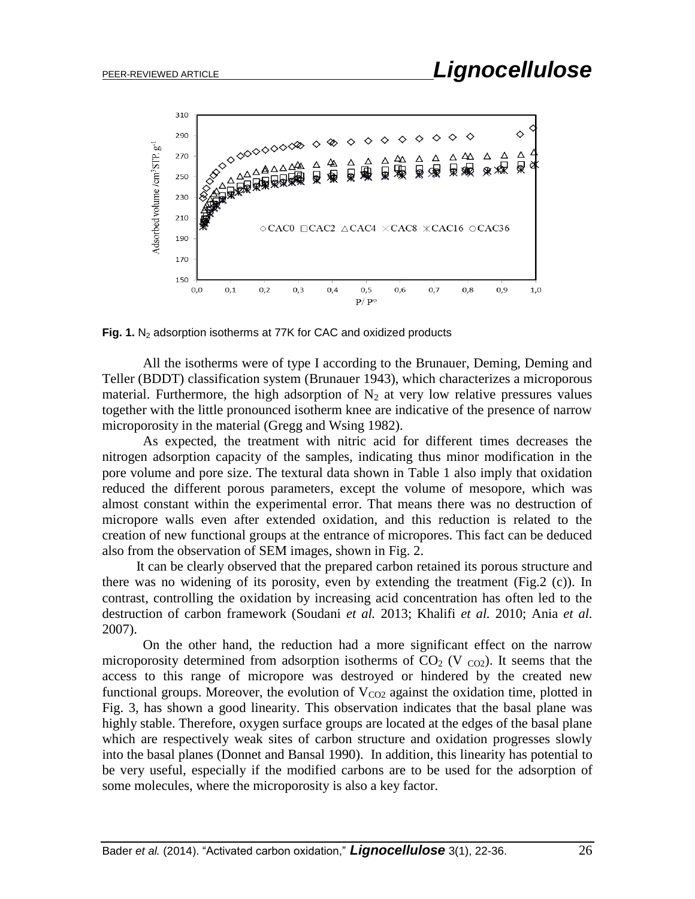**Fig. 1.** $N_2$ adsorption isotherms at 77K for CAC and oxidized products

All the isotherms were of type I according to the Brunauer, Deming, Deming and Teller (BDDT) classification system (Brunauer 1943), which characterizes a microporous material. Furthermore, the high adsorption of $N_2$ at very low relative pressures values together with the little pronounced isotherm knee are indicative of the presence of narrow microporosity in the material (Gregg and Wsing 1982).

As expected, the treatment with nitric acid for different times decreases the nitrogen adsorption capacity of the samples, indicating thus minor modification in the pore volume and pore size. The textural data shown in Table 1 also imply that oxidation reduced the different porous parameters, except the volume of mesopore, which was almost constant within the experimental error. That means there was no destruction of micropore walls even after extended oxidation, and this reduction is related to the creation of new functional groups at the entrance of micropores. This fact can be deduced also from the observation of SEM images, shown in Fig. 2.

It can be clearly observed that the prepared carbon retained its porous structure and there was no widening of its porosity, even by extending the treatment (Fig.2 (c)). In contrast, controlling the oxidation by increasing acid concentration has often led to the destruction of carbon framework (Soudani *et al.* 2013; Khalifi *et al.* 2010; Ania *et al.* 2007).

On the other hand, the reduction had a more significant effect on the narrow microporosity determined from adsorption isotherms of $CO_2$ ($V_{CO2}$). It seems that the access to this range of micropore was destroyed or hindered by the created new functional groups. Moreover, the evolution of $V_{CO2}$ against the oxidation time, plotted in Fig. 3, has shown a good linearity. This observation indicates that the basal plane was highly stable. Therefore, oxygen surface groups are located at the edges of the basal plane which are respectively weak sites of carbon structure and oxidation progresses slowly into the basal planes (Donnet and Bansal 1990). In addition, this linearity has potential to be very useful, especially if the modified carbons are to be used for the adsorption of some molecules, where the microporosity is also a key factor.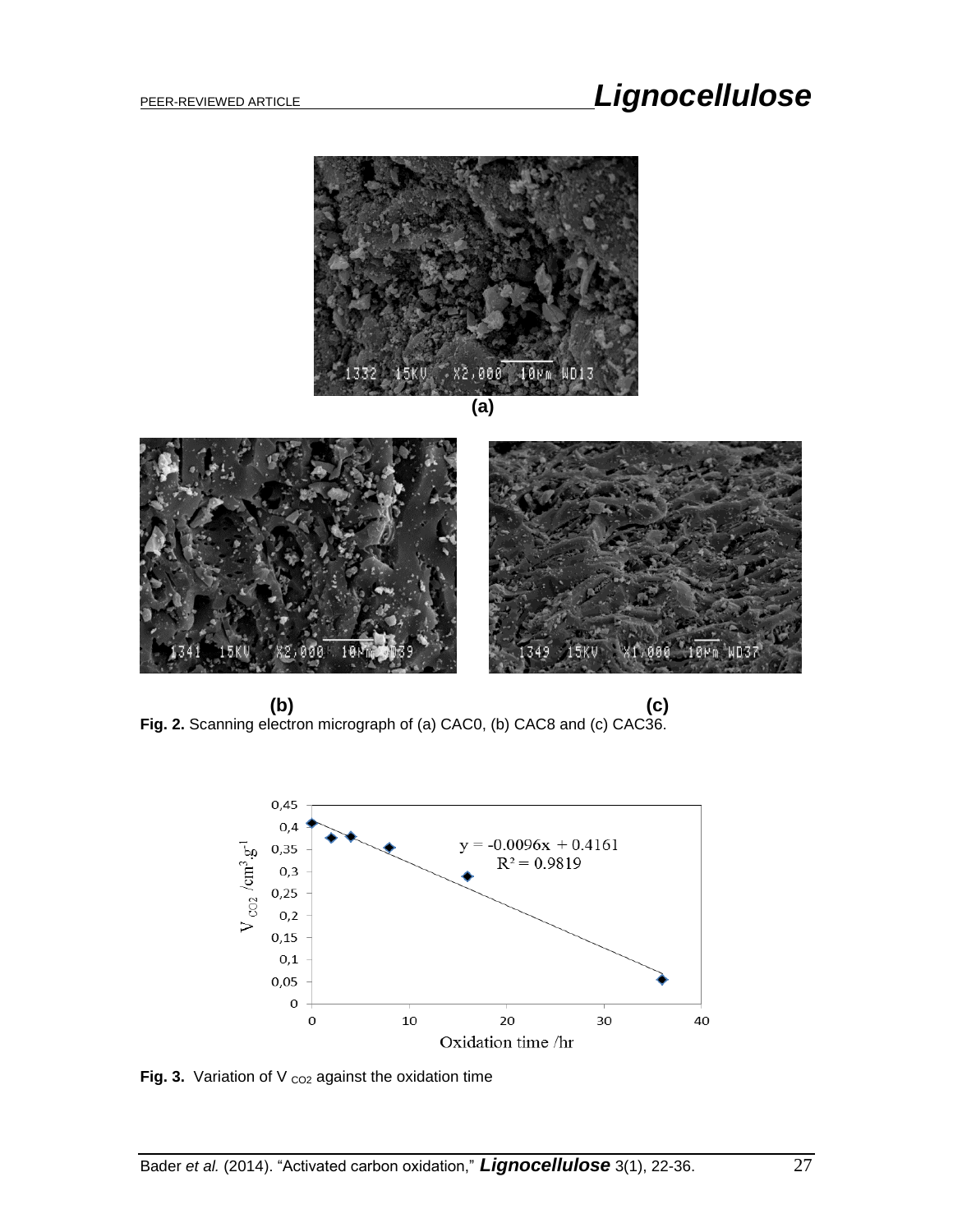(a)

(b) (c)

**Fig. 2.** Scanning electron micrograph of (a) CAC0, (b) CAC8 and (c) CAC36.

**Fig. 3.** Variation of $V_{CO2}$ against the oxidation time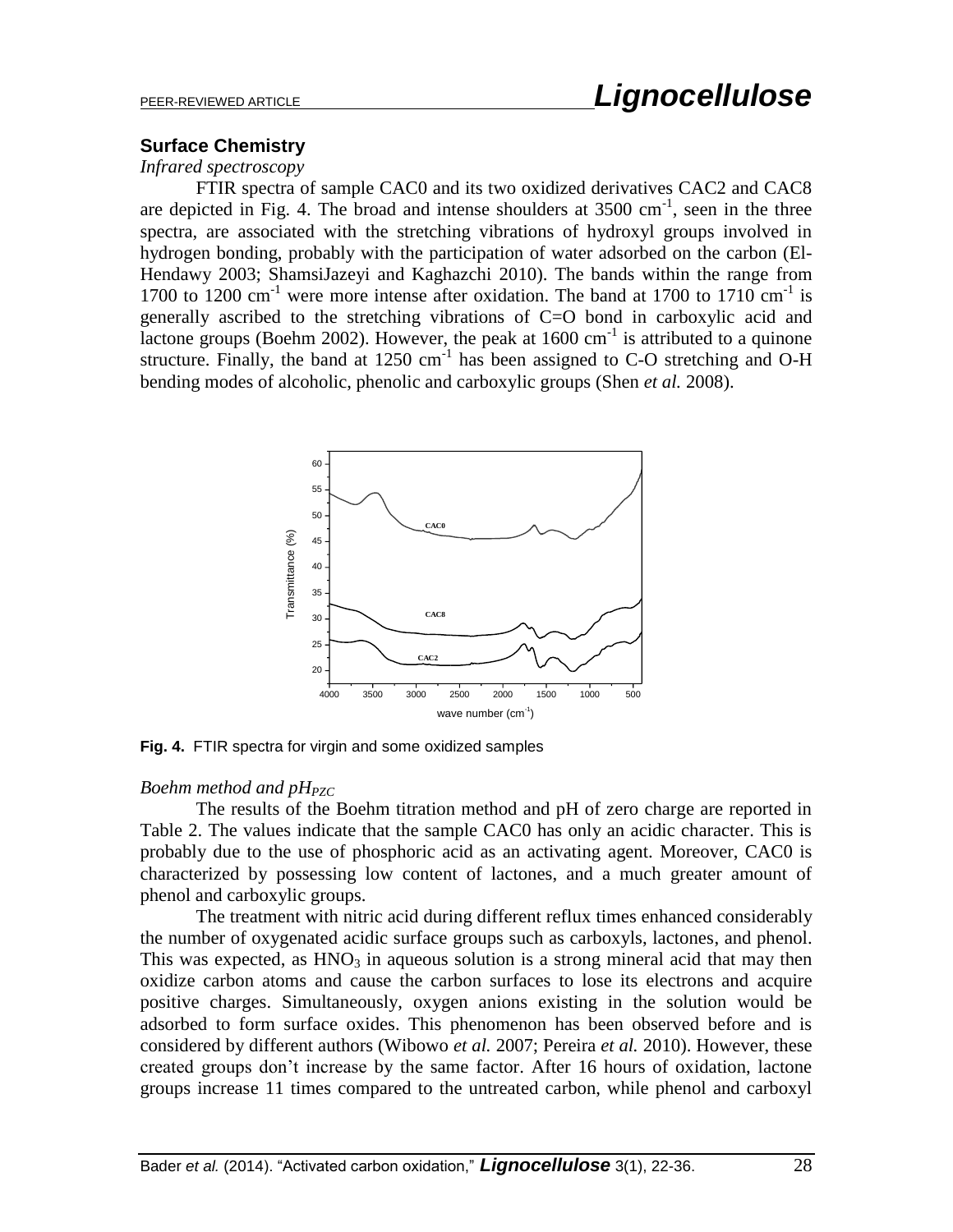## Surface Chemistry

*Infrared spectroscopy*

FTIR spectra of sample CAC0 and its two oxidized derivatives CAC2 and CAC8 are depicted in Fig. 4. The broad and intense shoulders at 3500 $cm^{-1}$, seen in the three spectra, are associated with the stretching vibrations of hydroxyl groups involved in hydrogen bonding, probably with the participation of water adsorbed on the carbon (El-Hendawy 2003; ShamsiJazeyi and Kaghazchi 2010). The bands within the range from 1700 to 1200 $cm^{-1}$ were more intense after oxidation. The band at 1700 to 1710 $cm^{-1}$ is generally ascribed to the stretching vibrations of C=O bond in carboxylic acid and lactone groups (Boehm 2002). However, the peak at 1600 $cm^{-1}$ is attributed to a quinone structure. Finally, the band at 1250 $cm^{-1}$ has been assigned to C-O stretching and O-H bending modes of alcoholic, phenolic and carboxylic groups (Shen *et al.* 2008).

**Fig. 4.** FTIR spectra for virgin and some oxidized samples

*Boehm method and $pH_{PZC}$*

The results of the Boehm titration method and pH of zero charge are reported in Table 2. The values indicate that the sample CAC0 has only an acidic character. This is probably due to the use of phosphoric acid as an activating agent. Moreover, CAC0 is characterized by possessing low content of lactones, and a much greater amount of phenol and carboxylic groups.

The treatment with nitric acid during different reflux times enhanced considerably the number of oxygenated acidic surface groups such as carboxyls, lactones, and phenol. This was expected, as $HNO_3$ in aqueous solution is a strong mineral acid that may then oxidize carbon atoms and cause the carbon surfaces to lose its electrons and acquire positive charges. Simultaneously, oxygen anions existing in the solution would be adsorbed to form surface oxides. This phenomenon has been observed before and is considered by different authors (Wibowo *et al.* 2007; Pereira *et al.* 2010). However, these created groups don't increase by the same factor. After 16 hours of oxidation, lactone groups increase 11 times compared to the untreated carbon, while phenol and carboxyl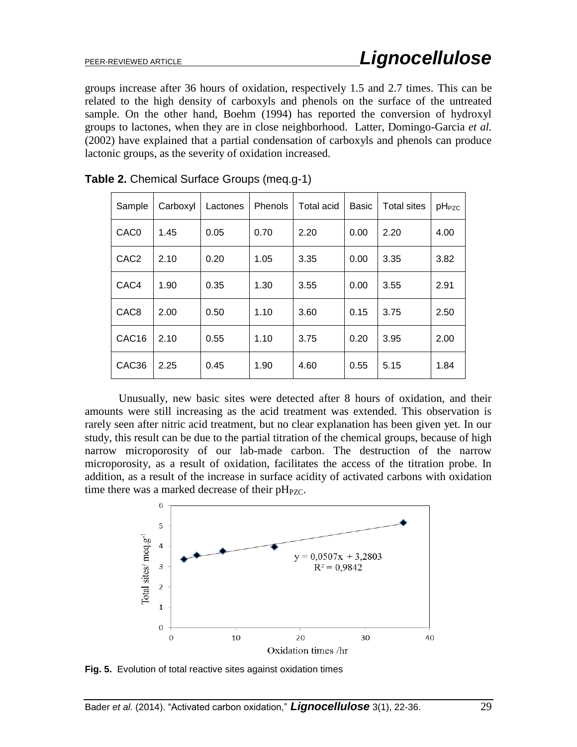groups increase after 36 hours of oxidation, respectively 1.5 and 2.7 times. This can be related to the high density of carboxyls and phenols on the surface of the untreated sample. On the other hand, Boehm (1994) has reported the conversion of hydroxyl groups to lactones, when they are in close neighborhood. Latter, Domingo-Garcia *et al.* (2002) have explained that a partial condensation of carboxyls and phenols can produce lactonic groups, as the severity of oxidation increased.

**Table 2.** Chemical Surface Groups (meq.g-1)

| Sample | Carboxyl | Lactones | Phenols | Total acid | Basic | Total sites | $pH_{PZC}$ |
|---|---|---|---|---|---|---|---|
| CAC0 | 1.45 | 0.05 | 0.70 | 2.20 | 0.00 | 2.20 | 4.00 |
| CAC2 | 2.10 | 0.20 | 1.05 | 3.35 | 0.00 | 3.35 | 3.82 |
| CAC4 | 1.90 | 0.35 | 1.30 | 3.55 | 0.00 | 3.55 | 2.91 |
| CAC8 | 2.00 | 0.50 | 1.10 | 3.60 | 0.15 | 3.75 | 2.50 |
| CAC16 | 2.10 | 0.55 | 1.10 | 3.75 | 0.20 | 3.95 | 2.00 |
| CAC36 | 2.25 | 0.45 | 1.90 | 4.60 | 0.55 | 5.15 | 1.84 |

Unusually, new basic sites were detected after 8 hours of oxidation, and their amounts were still increasing as the acid treatment was extended. This observation is rarely seen after nitric acid treatment, but no clear explanation has been given yet. In our study, this result can be due to the partial titration of the chemical groups, because of high narrow microporosity of our lab-made carbon. The destruction of the narrow microporosity, as a result of oxidation, facilitates the access of the titration probe. In addition, as a result of the increase in surface acidity of activated carbons with oxidation time there was a marked decrease of their $pH_{PZC}$.

**Fig. 5.** Evolution of total reactive sites against oxidation times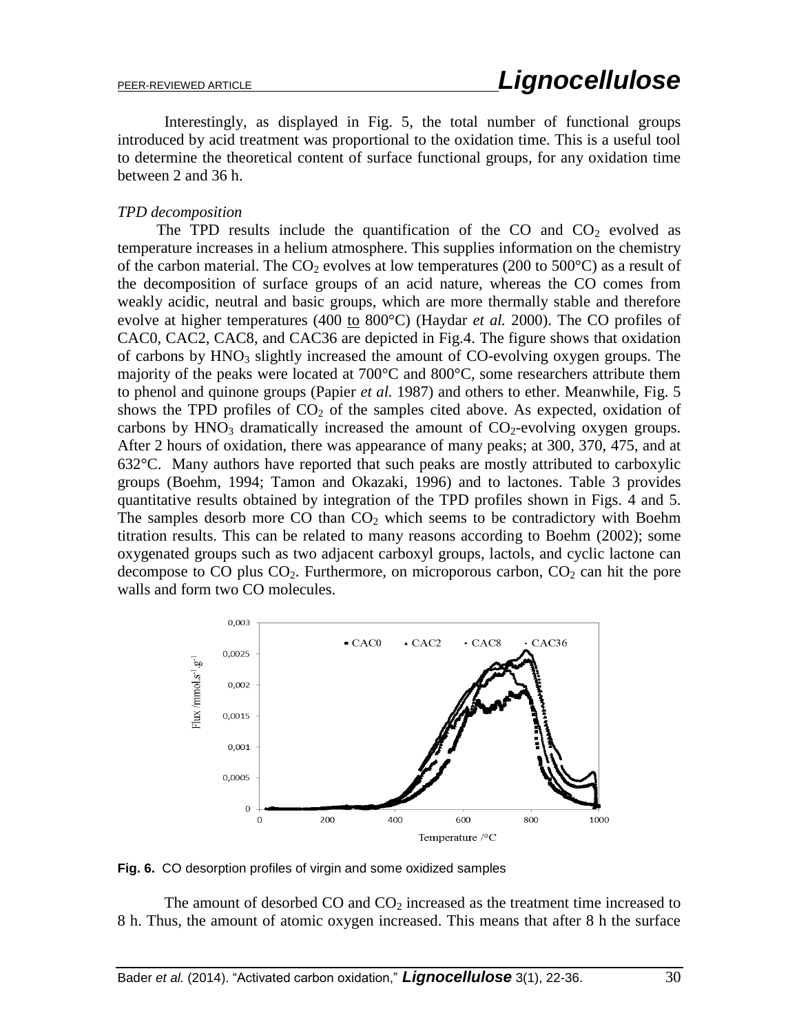Interestingly, as displayed in Fig. 5, the total number of functional groups introduced by acid treatment was proportional to the oxidation time. This is a useful tool to determine the theoretical content of surface functional groups, for any oxidation time between 2 and 36 h.

*TPD decomposition*

The TPD results include the quantification of the CO and $CO_2$ evolved as temperature increases in a helium atmosphere. This supplies information on the chemistry of the carbon material. The $CO_2$ evolves at low temperatures (200 to 500°C) as a result of the decomposition of surface groups of an acid nature, whereas the CO comes from weakly acidic, neutral and basic groups, which are more thermally stable and therefore evolve at higher temperatures (400 to 800°C) (Haydar *et al.* 2000). The CO profiles of CAC0, CAC2, CAC8, and CAC36 are depicted in Fig.4. The figure shows that oxidation of carbons by $HNO_3$ slightly increased the amount of CO-evolving oxygen groups. The majority of the peaks were located at 700°C and 800°C, some researchers attribute them to phenol and quinone groups (Papier *et al.* 1987) and others to ether. Meanwhile, Fig. 5 shows the TPD profiles of $CO_2$ of the samples cited above. As expected, oxidation of carbons by $HNO_3$ dramatically increased the amount of $CO_2$-evolving oxygen groups. After 2 hours of oxidation, there was appearance of many peaks; at 300, 370, 475, and at 632°C. Many authors have reported that such peaks are mostly attributed to carboxylic groups (Boehm, 1994; Tamon and Okazaki, 1996) and to lactones. Table 3 provides quantitative results obtained by integration of the TPD profiles shown in Figs. 4 and 5. The samples desorb more CO than $CO_2$ which seems to be contradictory with Boehm titration results. This can be related to many reasons according to Boehm (2002); some oxygenated groups such as two adjacent carboxyl groups, lactols, and cyclic lactone can decompose to CO plus $CO_2$. Furthermore, on microporous carbon, $CO_2$ can hit the pore walls and form two CO molecules.

**Fig. 6.** CO desorption profiles of virgin and some oxidized samples

The amount of desorbed CO and $CO_2$ increased as the treatment time increased to 8 h. Thus, the amount of atomic oxygen increased. This means that after 8 h the surface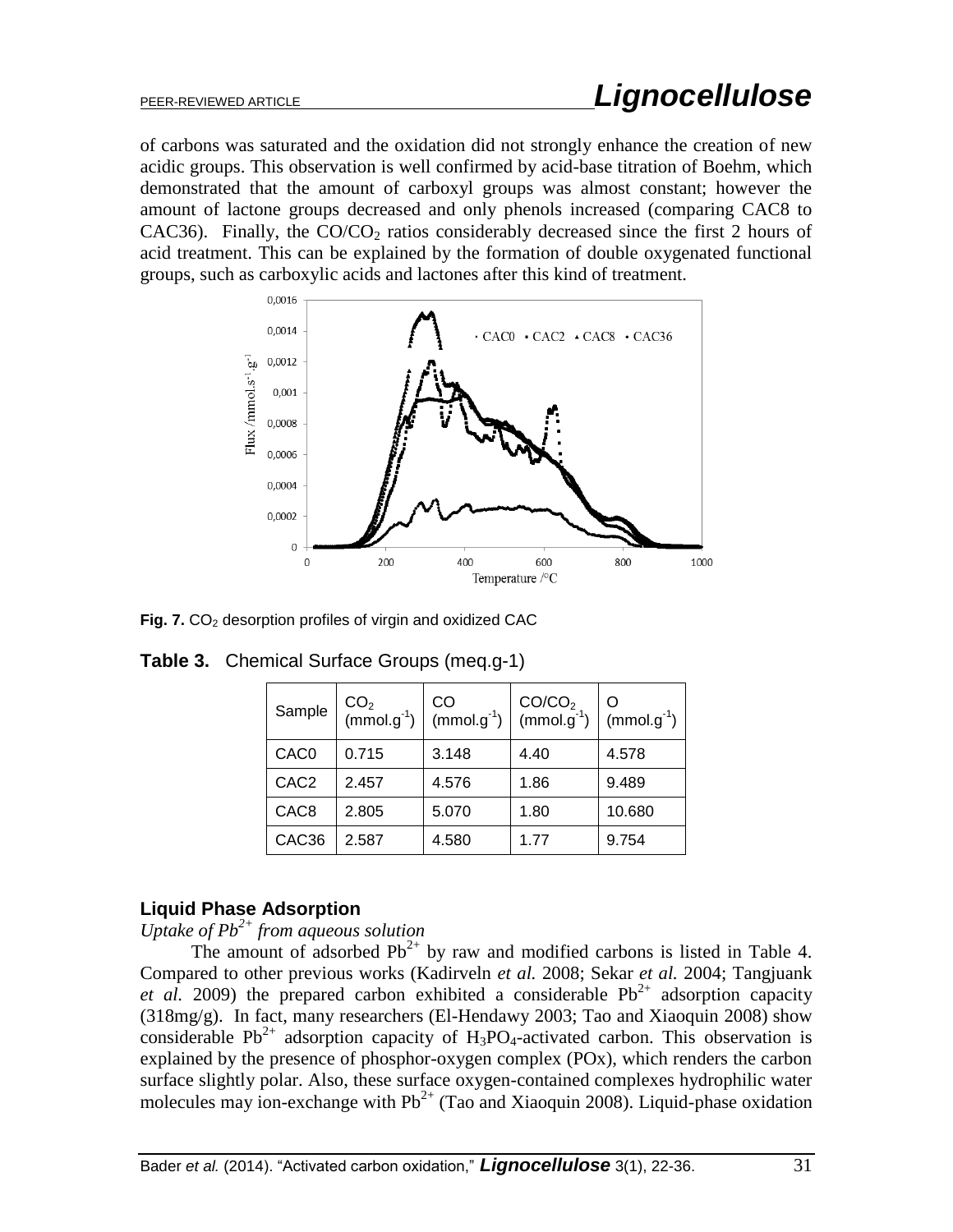of carbons was saturated and the oxidation did not strongly enhance the creation of new acidic groups. This observation is well confirmed by acid-base titration of Boehm, which demonstrated that the amount of carboxyl groups was almost constant; however the amount of lactone groups decreased and only phenols increased (comparing CAC8 to CAC36). Finally, the $CO/CO_2$ ratios considerably decreased since the first 2 hours of acid treatment. This can be explained by the formation of double oxygenated functional groups, such as carboxylic acids and lactones after this kind of treatment.

**Fig. 7.** $CO_2$ desorption profiles of virgin and oxidized CAC

**Table 3.** Chemical Surface Groups (meq.g-1)

| Sample | $CO_2$ ($mmol.g^{-1}$) | CO ($mmol.g^{-1}$) | $CO/CO_2$ ($mmol.g^{-1}$) | O ($mmol.g^{-1}$) |
|---|---|---|---|---|
| CAC0 | 0.715 | 3.148 | 4.40 | 4.578 |
| CAC2 | 2.457 | 4.576 | 1.86 | 9.489 |
| CAC8 | 2.805 | 5.070 | 1.80 | 10.680 |
| CAC36 | 2.587 | 4.580 | 1.77 | 9.754 |

### Liquid Phase Adsorption

*Uptake of $Pb^{2+}$ from aqueous solution*

The amount of adsorbed $Pb^{2+}$ by raw and modified carbons is listed in Table 4. Compared to other previous works (Kadirveln *et al.* 2008; Sekar *et al.* 2004; Tangjuank *et al.* 2009) the prepared carbon exhibited a considerable $Pb^{2+}$ adsorption capacity (318mg/g). In fact, many researchers (El-Hendawy 2003; Tao and Xiaoquin 2008) show considerable $Pb^{2+}$ adsorption capacity of $H_3PO_4$-activated carbon. This observation is explained by the presence of phosphor-oxygen complex (POx), which renders the carbon surface slightly polar. Also, these surface oxygen-contained complexes hydrophilic water molecules may ion-exchange with $Pb^{2+}$ (Tao and Xiaoquin 2008). Liquid-phase oxidation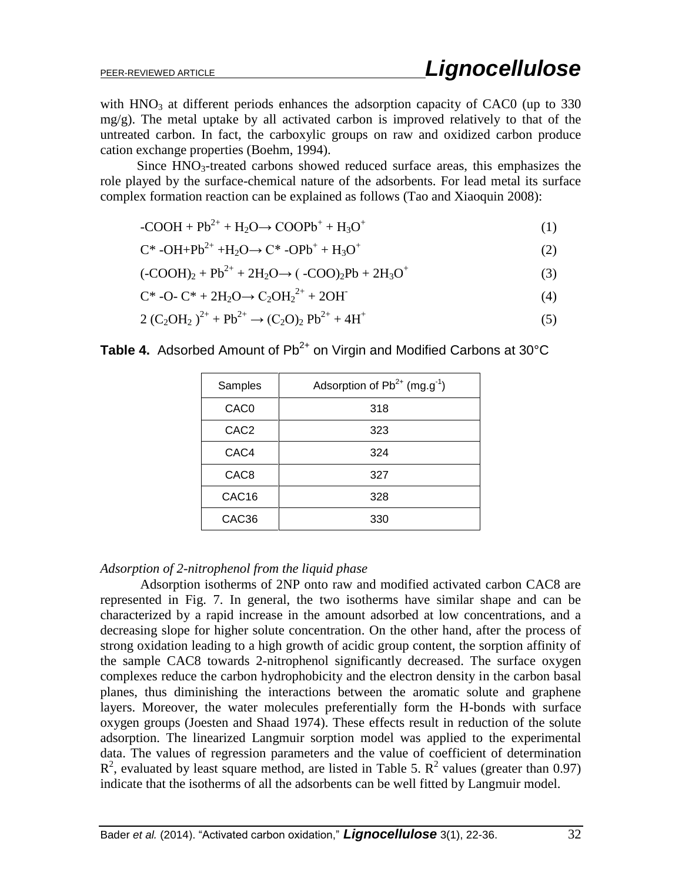with $HNO_3$ at different periods enhances the adsorption capacity of CAC0 (up to 330 mg/g). The metal uptake by all activated carbon is improved relatively to that of the untreated carbon. In fact, the carboxylic groups on raw and oxidized carbon produce cation exchange properties (Boehm, 1994).

Since $HNO_3$-treated carbons showed reduced surface areas, this emphasizes the role played by the surface-chemical nature of the adsorbents. For lead metal its surface complex formation reaction can be explained as follows (Tao and Xiaoquin 2008):

$$-COOH + Pb^{2+} + H_2O \rightarrow COOPb^{+} + H_3O^{+} \quad (1)$$

$$C^{*}\text{-}OH + Pb^{2+} + H_2O \rightarrow C^{*}\text{-}OPb^{+} + H_3O^{+} \quad (2)$$

$$(-COOH)_2 + Pb^{2+} + 2H_2O \rightarrow (-COO)_2Pb + 2H_3O^{+} \quad (3)$$

$$C^{*}\text{-}O\text{-}C^{*} + 2H_2O \rightarrow C_2OH_2^{2+} + 2OH^{-} \quad (4)$$

$$2\,(C_2OH_2)^{2+} + Pb^{2+} \rightarrow (C_2O)_2\,Pb^{2+} + 4H^{+} \quad (5)$$

**Table 4.** Adsorbed Amount of $Pb^{2+}$ on Virgin and Modified Carbons at 30°C

| Samples | Adsorption of $Pb^{2+}$ ($mg.g^{-1}$) |
|---|---|
| CAC0 | 318 |
| CAC2 | 323 |
| CAC4 | 324 |
| CAC8 | 327 |
| CAC16 | 328 |
| CAC36 | 330 |

*Adsorption of 2-nitrophenol from the liquid phase*

Adsorption isotherms of 2NP onto raw and modified activated carbon CAC8 are represented in Fig. 7. In general, the two isotherms have similar shape and can be characterized by a rapid increase in the amount adsorbed at low concentrations, and a decreasing slope for higher solute concentration. On the other hand, after the process of strong oxidation leading to a high growth of acidic group content, the sorption affinity of the sample CAC8 towards 2-nitrophenol significantly decreased. The surface oxygen complexes reduce the carbon hydrophobicity and the electron density in the carbon basal planes, thus diminishing the interactions between the aromatic solute and graphene layers. Moreover, the water molecules preferentially form the H-bonds with surface oxygen groups (Joesten and Shaad 1974). These effects result in reduction of the solute adsorption. The linearized Langmuir sorption model was applied to the experimental data. The values of regression parameters and the value of coefficient of determination $R^2$, evaluated by least square method, are listed in Table 5. $R^2$ values (greater than 0.97) indicate that the isotherms of all the adsorbents can be well fitted by Langmuir model.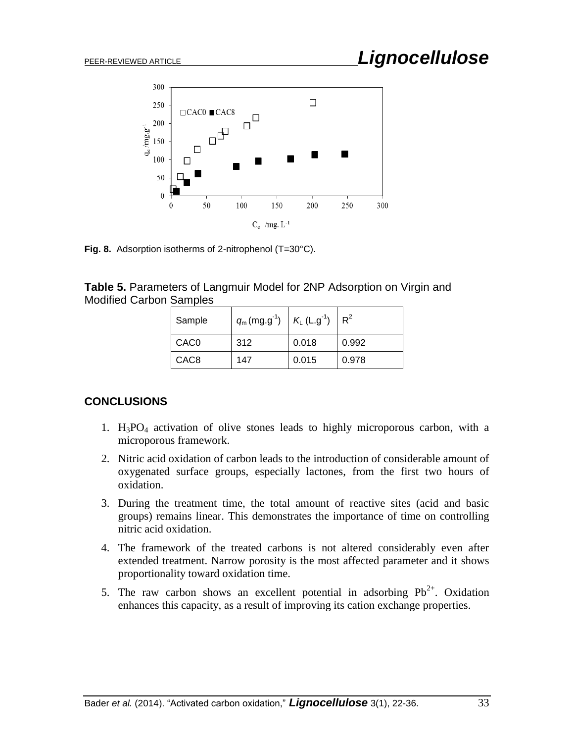Fig. 8. Adsorption isotherms of 2-nitrophenol (T=30°C).

**Table 5.** Parameters of Langmuir Model for 2NP Adsorption on Virgin and Modified Carbon Samples

| Sample | $q_m$ (mg.g$^{-1}$) | $K_L$ (L.g$^{-1}$) | $R^2$ |
|---|---|---|---|
| CAC0 | 312 | 0.018 | 0.992 |
| CAC8 | 147 | 0.015 | 0.978 |

## CONCLUSIONS

1. $H_3PO_4$ activation of olive stones leads to highly microporous carbon, with a microporous framework.
2. Nitric acid oxidation of carbon leads to the introduction of considerable amount of oxygenated surface groups, especially lactones, from the first two hours of oxidation.
3. During the treatment time, the total amount of reactive sites (acid and basic groups) remains linear. This demonstrates the importance of time on controlling nitric acid oxidation.
4. The framework of the treated carbons is not altered considerably even after extended treatment. Narrow porosity is the most affected parameter and it shows proportionality toward oxidation time.
5. The raw carbon shows an excellent potential in adsorbing $Pb^{2+}$. Oxidation enhances this capacity, as a result of improving its cation exchange properties.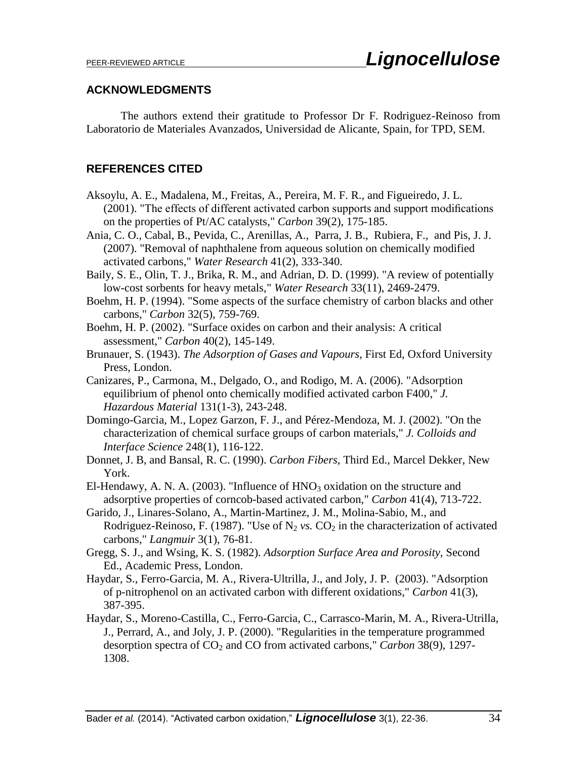## ACKNOWLEDGMENTS

The authors extend their gratitude to Professor Dr F. Rodriguez-Reinoso from Laboratorio de Materiales Avanzados, Universidad de Alicante, Spain, for TPD, SEM.

## REFERENCES CITED

Aksoylu, A. E., Madalena, M., Freitas, A., Pereira, M. F. R., and Figueiredo, J. L. (2001). "The effects of different activated carbon supports and support modifications on the properties of Pt/AC catalysts," *Carbon* 39(2), 175-185.

Ania, C. O., Cabal, B., Pevida, C., Arenillas, A., Parra, J. B., Rubiera, F., and Pis, J. J. (2007). "Removal of naphthalene from aqueous solution on chemically modified activated carbons," *Water Research* 41(2), 333-340.

Baily, S. E., Olin, T. J., Brika, R. M., and Adrian, D. D. (1999). "A review of potentially low-cost sorbents for heavy metals," *Water Research* 33(11), 2469-2479.

Boehm, H. P. (1994). "Some aspects of the surface chemistry of carbon blacks and other carbons," *Carbon* 32(5), 759-769.

Boehm, H. P. (2002). "Surface oxides on carbon and their analysis: A critical assessment," *Carbon* 40(2), 145-149.

Brunauer, S. (1943). *The Adsorption of Gases and Vapours*, First Ed, Oxford University Press, London.

Canizares, P., Carmona, M., Delgado, O., and Rodigo, M. A. (2006). "Adsorption equilibrium of phenol onto chemically modified activated carbon F400," *J. Hazardous Material* 131(1-3), 243-248.

Domingo-Garcia, M., Lopez Garzon, F. J., and Pérez-Mendoza, M. J. (2002). "On the characterization of chemical surface groups of carbon materials," *J. Colloids and Interface Science* 248(1), 116-122.

Donnet, J. B, and Bansal, R. C. (1990). *Carbon Fibers*, Third Ed., Marcel Dekker, New York.

El-Hendawy, A. N. A. (2003). "Influence of $HNO_3$ oxidation on the structure and adsorptive properties of corncob-based activated carbon," *Carbon* 41(4), 713-722.

Garido, J., Linares-Solano, A., Martin-Martinez, J. M., Molina-Sabio, M., and Rodriguez-Reinoso, F. (1987). "Use of $N_2$ *vs.* $CO_2$ in the characterization of activated carbons," *Langmuir* 3(1), 76-81.

Gregg, S. J., and Wsing, K. S. (1982). *Adsorption Surface Area and Porosity*, Second Ed., Academic Press, London.

Haydar, S., Ferro-Garcia, M. A., Rivera-Ultrilla, J., and Joly, J. P. (2003). "Adsorption of p-nitrophenol on an activated carbon with different oxidations," *Carbon* 41(3), 387-395.

Haydar, S., Moreno-Castilla, C., Ferro-Garcia, C., Carrasco-Marin, M. A., Rivera-Utrilla, J., Perrard, A., and Joly, J. P. (2000). "Regularities in the temperature programmed desorption spectra of $CO_2$ and CO from activated carbons," *Carbon* 38(9), 1297-1308.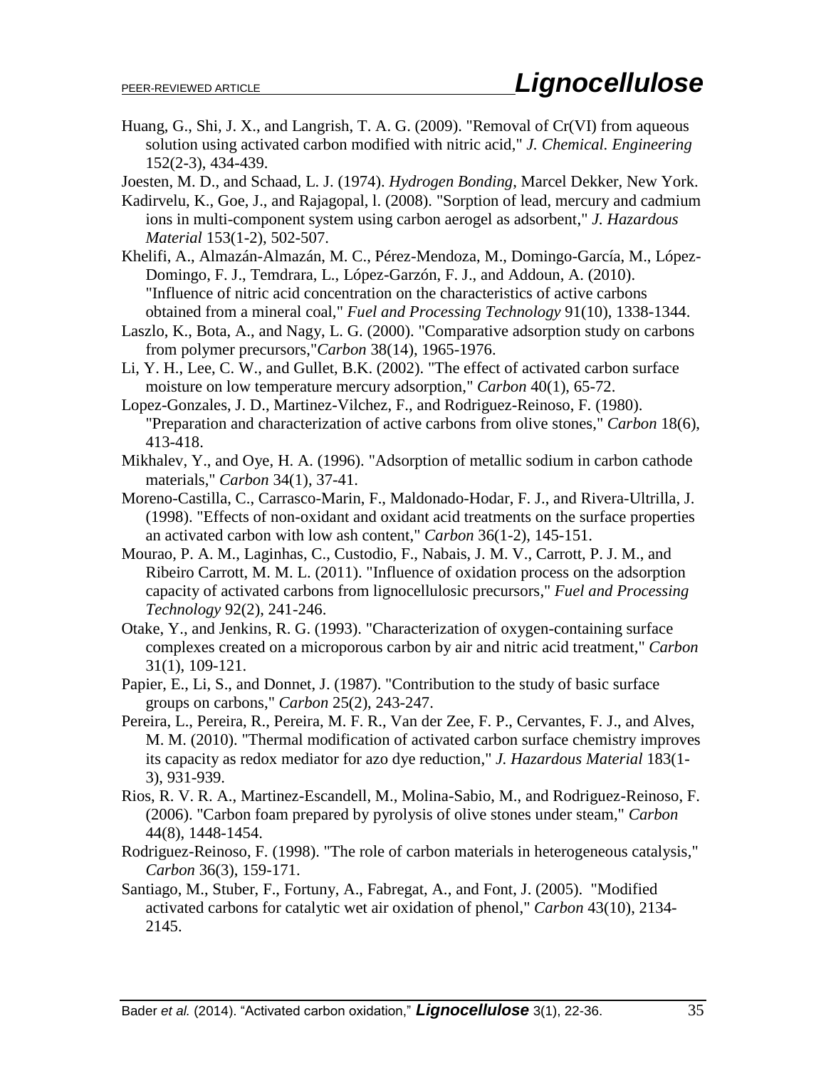Huang, G., Shi, J. X., and Langrish, T. A. G. (2009). "Removal of Cr(VI) from aqueous solution using activated carbon modified with nitric acid," *J. Chemical. Engineering* 152(2-3), 434-439.

Joesten, M. D., and Schaad, L. J. (1974). *Hydrogen Bonding*, Marcel Dekker, New York.

Kadirvelu, K., Goe, J., and Rajagopal, l. (2008). "Sorption of lead, mercury and cadmium ions in multi-component system using carbon aerogel as adsorbent," *J. Hazardous Material* 153(1-2), 502-507.

Khelifi, A., Almazán-Almazán, M. C., Pérez-Mendoza, M., Domingo-García, M., López-Domingo, F. J., Temdrara, L., López-Garzón, F. J., and Addoun, A. (2010). "Influence of nitric acid concentration on the characteristics of active carbons obtained from a mineral coal," *Fuel and Processing Technology* 91(10), 1338-1344.

Laszlo, K., Bota, A., and Nagy, L. G. (2000). "Comparative adsorption study on carbons from polymer precursors,"*Carbon* 38(14), 1965-1976.

Li, Y. H., Lee, C. W., and Gullet, B.K. (2002). "The effect of activated carbon surface moisture on low temperature mercury adsorption," *Carbon* 40(1), 65-72.

Lopez-Gonzales, J. D., Martinez-Vilchez, F., and Rodriguez-Reinoso, F. (1980). "Preparation and characterization of active carbons from olive stones," *Carbon* 18(6), 413-418.

Mikhalev, Y., and Oye, H. A. (1996). "Adsorption of metallic sodium in carbon cathode materials," *Carbon* 34(1), 37-41.

Moreno-Castilla, C., Carrasco-Marin, F., Maldonado-Hodar, F. J., and Rivera-Ultrilla, J. (1998). "Effects of non-oxidant and oxidant acid treatments on the surface properties an activated carbon with low ash content," *Carbon* 36(1-2), 145-151.

Mourao, P. A. M., Laginhas, C., Custodio, F., Nabais, J. M. V., Carrott, P. J. M., and Ribeiro Carrott, M. M. L. (2011). "Influence of oxidation process on the adsorption capacity of activated carbons from lignocellulosic precursors," *Fuel and Processing Technology* 92(2), 241-246.

Otake, Y., and Jenkins, R. G. (1993). "Characterization of oxygen-containing surface complexes created on a microporous carbon by air and nitric acid treatment," *Carbon* 31(1), 109-121.

Papier, E., Li, S., and Donnet, J. (1987). "Contribution to the study of basic surface groups on carbons," *Carbon* 25(2), 243-247.

Pereira, L., Pereira, R., Pereira, M. F. R., Van der Zee, F. P., Cervantes, F. J., and Alves, M. M. (2010). "Thermal modification of activated carbon surface chemistry improves its capacity as redox mediator for azo dye reduction," *J. Hazardous Material* 183(1-3), 931-939.

Rios, R. V. R. A., Martinez-Escandell, M., Molina-Sabio, M., and Rodriguez-Reinoso, F. (2006). "Carbon foam prepared by pyrolysis of olive stones under steam," *Carbon* 44(8), 1448-1454.

Rodriguez-Reinoso, F. (1998). "The role of carbon materials in heterogeneous catalysis," *Carbon* 36(3), 159-171.

Santiago, M., Stuber, F., Fortuny, A., Fabregat, A., and Font, J. (2005). "Modified activated carbons for catalytic wet air oxidation of phenol," *Carbon* 43(10), 2134-2145.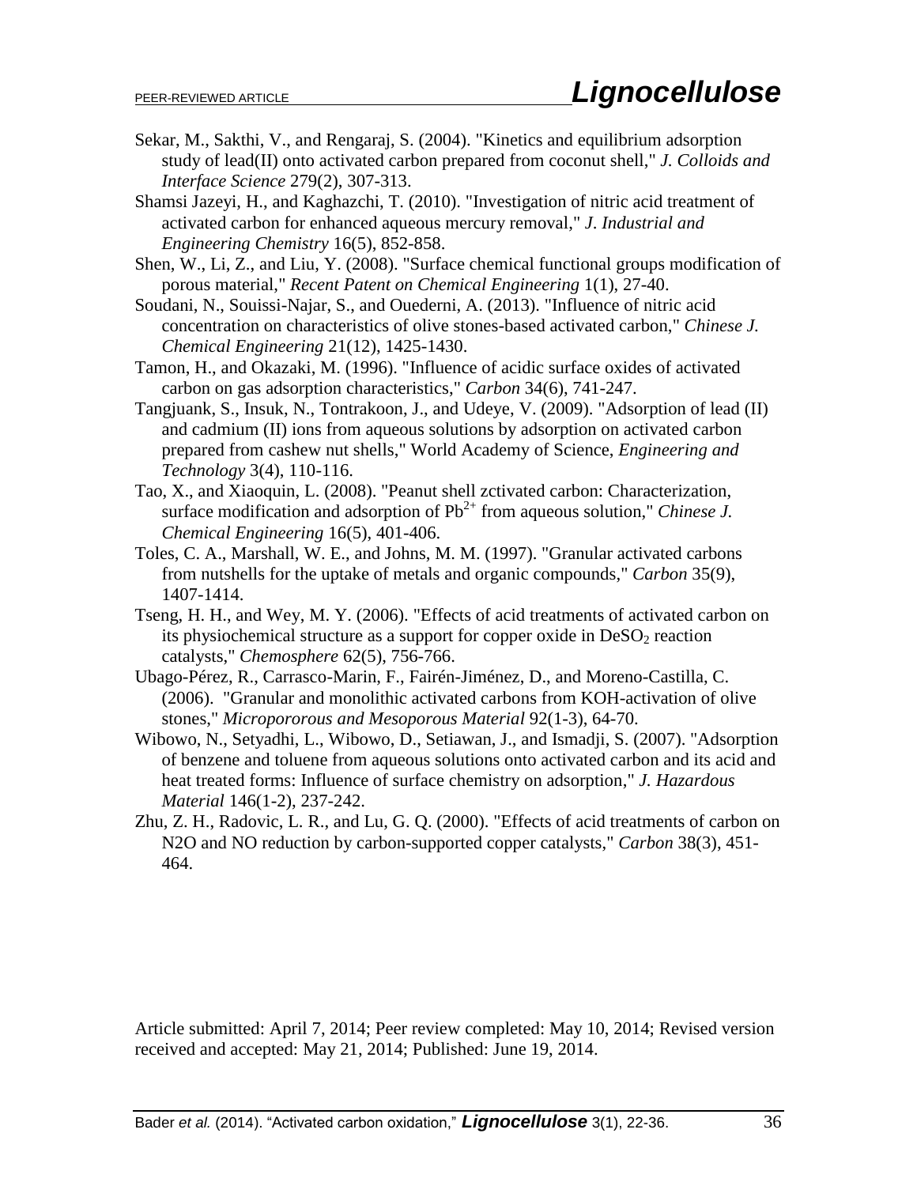Sekar, M., Sakthi, V., and Rengaraj, S. (2004). "Kinetics and equilibrium adsorption study of lead(II) onto activated carbon prepared from coconut shell," *J. Colloids and Interface Science* 279(2), 307-313.

Shamsi Jazeyi, H., and Kaghazchi, T. (2010). "Investigation of nitric acid treatment of activated carbon for enhanced aqueous mercury removal," *J. Industrial and Engineering Chemistry* 16(5), 852-858.

Shen, W., Li, Z., and Liu, Y. (2008). "Surface chemical functional groups modification of porous material," *Recent Patent on Chemical Engineering* 1(1), 27-40.

Soudani, N., Souissi-Najar, S., and Ouederni, A. (2013). "Influence of nitric acid concentration on characteristics of olive stones-based activated carbon," *Chinese J. Chemical Engineering* 21(12), 1425-1430.

Tamon, H., and Okazaki, M. (1996). "Influence of acidic surface oxides of activated carbon on gas adsorption characteristics," *Carbon* 34(6), 741-247.

Tangjuank, S., Insuk, N., Tontrakoon, J., and Udeye, V. (2009). "Adsorption of lead (II) and cadmium (II) ions from aqueous solutions by adsorption on activated carbon prepared from cashew nut shells," World Academy of Science, *Engineering and Technology* 3(4), 110-116.

Tao, X., and Xiaoquin, L. (2008). "Peanut shell zctivated carbon: Characterization, surface modification and adsorption of $Pb^{2+}$ from aqueous solution," *Chinese J. Chemical Engineering* 16(5), 401-406.

Toles, C. A., Marshall, W. E., and Johns, M. M. (1997). "Granular activated carbons from nutshells for the uptake of metals and organic compounds," *Carbon* 35(9), 1407-1414.

Tseng, H. H., and Wey, M. Y. (2006). "Effects of acid treatments of activated carbon on its physiochemical structure as a support for copper oxide in $DeSO_2$ reaction catalysts," *Chemosphere* 62(5), 756-766.

Ubago-Pérez, R., Carrasco-Marin, F., Fairén-Jiménez, D., and Moreno-Castilla, C. (2006). "Granular and monolithic activated carbons from KOH-activation of olive stones," *Micropororous and Mesoporous Material* 92(1-3), 64-70.

Wibowo, N., Setyadhi, L., Wibowo, D., Setiawan, J., and Ismadji, S. (2007). "Adsorption of benzene and toluene from aqueous solutions onto activated carbon and its acid and heat treated forms: Influence of surface chemistry on adsorption," *J. Hazardous Material* 146(1-2), 237-242.

Zhu, Z. H., Radovic, L. R., and Lu, G. Q. (2000). "Effects of acid treatments of carbon on N2O and NO reduction by carbon-supported copper catalysts," *Carbon* 38(3), 451-464.

Article submitted: April 7, 2014; Peer review completed: May 10, 2014; Revised version received and accepted: May 21, 2014; Published: June 19, 2014.